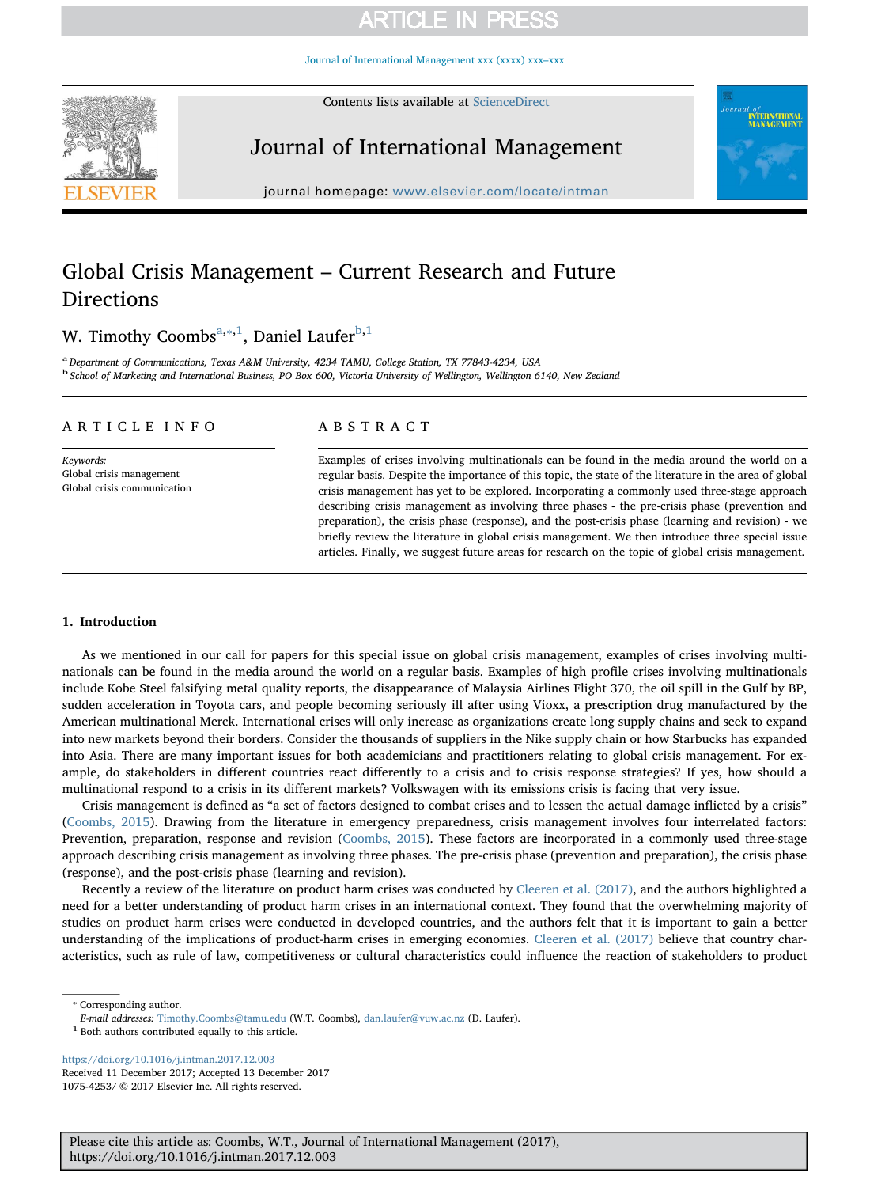# Global Crisis Management – Current Research and Future Directions

W. Timothy Coombs[a,*,1], Daniel Laufer[b,1]

[a] Department of Communications, Texas A&M University, 4234 TAMU, College Station, TX 77843-4234, USA

[b] School of Marketing and International Business, PO Box 600, Victoria University of Wellington, Wellington 6140, New Zealand

## ARTICLE INFO

*Keywords:*
Global crisis management
Global crisis communication

## ABSTRACT

Examples of crises involving multinationals can be found in the media around the world on a regular basis. Despite the importance of this topic, the state of the literature in the area of global crisis management has yet to be explored. Incorporating a commonly used three-stage approach describing crisis management as involving three phases - the pre-crisis phase (prevention and preparation), the crisis phase (response), and the post-crisis phase (learning and revision) - we briefly review the literature in global crisis management. We then introduce three special issue articles. Finally, we suggest future areas for research on the topic of global crisis management.

## 1. Introduction

As we mentioned in our call for papers for this special issue on global crisis management, examples of crises involving multinationals can be found in the media around the world on a regular basis. Examples of high profile crises involving multinationals include Kobe Steel falsifying metal quality reports, the disappearance of Malaysia Airlines Flight 370, the oil spill in the Gulf by BP, sudden acceleration in Toyota cars, and people becoming seriously ill after using Vioxx, a prescription drug manufactured by the American multinational Merck. International crises will only increase as organizations create long supply chains and seek to expand into new markets beyond their borders. Consider the thousands of suppliers in the Nike supply chain or how Starbucks has expanded into Asia. There are many important issues for both academicians and practitioners relating to global crisis management. For example, do stakeholders in different countries react differently to a crisis and to crisis response strategies? If yes, how should a multinational respond to a crisis in its different markets? Volkswagen with its emissions crisis is facing that very issue.

Crisis management is defined as "a set of factors designed to combat crises and to lessen the actual damage inflicted by a crisis" (Coombs, 2015). Drawing from the literature in emergency preparedness, crisis management involves four interrelated factors: Prevention, preparation, response and revision (Coombs, 2015). These factors are incorporated in a commonly used three-stage approach describing crisis management as involving three phases. The pre-crisis phase (prevention and preparation), the crisis phase (response), and the post-crisis phase (learning and revision).

Recently a review of the literature on product harm crises was conducted by Cleeren et al. (2017), and the authors highlighted a need for a better understanding of product harm crises in an international context. They found that the overwhelming majority of studies on product harm crises were conducted in developed countries, and the authors felt that it is important to gain a better understanding of the implications of product-harm crises in emerging economies. Cleeren et al. (2017) believe that country characteristics, such as rule of law, competitiveness or cultural characteristics could influence the reaction of stakeholders to product

---

* Corresponding author.
*E-mail addresses:* Timothy.Coombs@tamu.edu (W.T. Coombs), dan.laufer@vuw.ac.nz (D. Laufer).
1 Both authors contributed equally to this article.

https://doi.org/10.1016/j.intman.2017.12.003
Received 11 December 2017; Accepted 13 December 2017
1075-4253/ © 2017 Elsevier Inc. All rights reserved.

Please cite this article as: Coombs, W.T., Journal of International Management (2017), https://doi.org/10.1016/j.intman.2017.12.003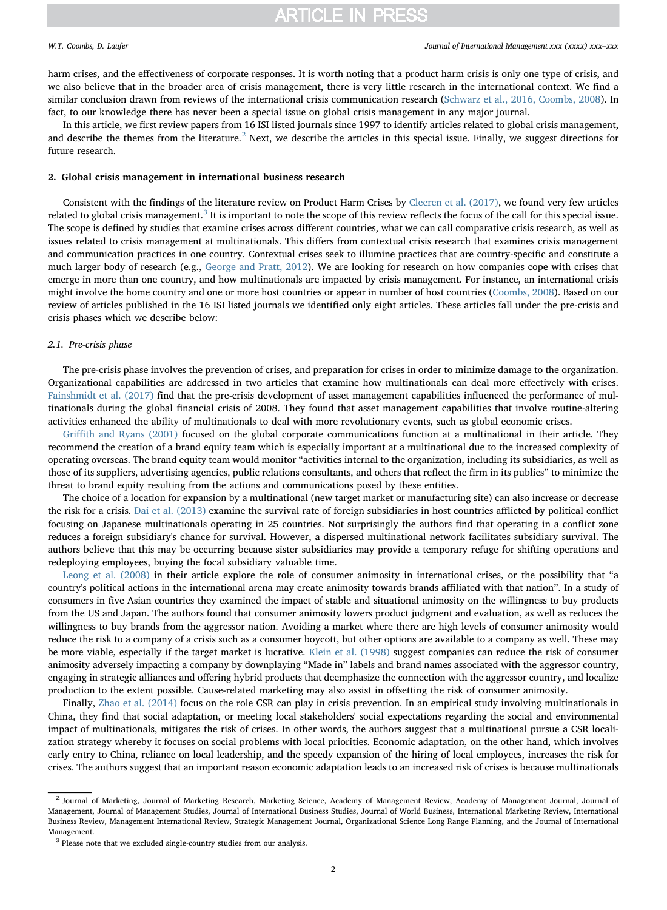harm crises, and the effectiveness of corporate responses. It is worth noting that a product harm crisis is only one type of crisis, and we also believe that in the broader area of crisis management, there is very little research in the international context. We find a similar conclusion drawn from reviews of the international crisis communication research (Schwarz et al., 2016, Coombs, 2008). In fact, to our knowledge there has never been a special issue on global crisis management in any major journal.

In this article, we first review papers from 16 ISI listed journals since 1997 to identify articles related to global crisis management, and describe the themes from the literature.[2] Next, we describe the articles in this special issue. Finally, we suggest directions for future research.

## 2. Global crisis management in international business research

Consistent with the findings of the literature review on Product Harm Crises by Cleeren et al. (2017), we found very few articles related to global crisis management.[3] It is important to note the scope of this review reflects the focus of the call for this special issue. The scope is defined by studies that examine crises across different countries, what we can call comparative crisis research, as well as issues related to crisis management at multinationals. This differs from contextual crisis research that examines crisis management and communication practices in one country. Contextual crises seek to illumine practices that are country-specific and constitute a much larger body of research (e.g., George and Pratt, 2012). We are looking for research on how companies cope with crises that emerge in more than one country, and how multinationals are impacted by crisis management. For instance, an international crisis might involve the home country and one or more host countries or appear in number of host countries (Coombs, 2008). Based on our review of articles published in the 16 ISI listed journals we identified only eight articles. These articles fall under the pre-crisis and crisis phases which we describe below:

### 2.1. Pre-crisis phase

The pre-crisis phase involves the prevention of crises, and preparation for crises in order to minimize damage to the organization. Organizational capabilities are addressed in two articles that examine how multinationals can deal more effectively with crises. Fainshmidt et al. (2017) find that the pre-crisis development of asset management capabilities influenced the performance of multinationals during the global financial crisis of 2008. They found that asset management capabilities that involve routine-altering activities enhanced the ability of multinationals to deal with more revolutionary events, such as global economic crises.

Griffith and Ryans (2001) focused on the global corporate communications function at a multinational in their article. They recommend the creation of a brand equity team which is especially important at a multinational due to the increased complexity of operating overseas. The brand equity team would monitor "activities internal to the organization, including its subsidiaries, as well as those of its suppliers, advertising agencies, public relations consultants, and others that reflect the firm in its publics" to minimize the threat to brand equity resulting from the actions and communications posed by these entities.

The choice of a location for expansion by a multinational (new target market or manufacturing site) can also increase or decrease the risk for a crisis. Dai et al. (2013) examine the survival rate of foreign subsidiaries in host countries afflicted by political conflict focusing on Japanese multinationals operating in 25 countries. Not surprisingly the authors find that operating in a conflict zone reduces a foreign subsidiary's chance for survival. However, a dispersed multinational network facilitates subsidiary survival. The authors believe that this may be occurring because sister subsidiaries may provide a temporary refuge for shifting operations and redeploying employees, buying the focal subsidiary valuable time.

Leong et al. (2008) in their article explore the role of consumer animosity in international crises, or the possibility that "a country's political actions in the international arena may create animosity towards brands affiliated with that nation". In a study of consumers in five Asian countries they examined the impact of stable and situational animosity on the willingness to buy products from the US and Japan. The authors found that consumer animosity lowers product judgment and evaluation, as well as reduces the willingness to buy brands from the aggressor nation. Avoiding a market where there are high levels of consumer animosity would reduce the risk to a company of a crisis such as a consumer boycott, but other options are available to a company as well. These may be more viable, especially if the target market is lucrative. Klein et al. (1998) suggest companies can reduce the risk of consumer animosity adversely impacting a company by downplaying "Made in" labels and brand names associated with the aggressor country, engaging in strategic alliances and offering hybrid products that deemphasize the connection with the aggressor country, and localize production to the extent possible. Cause-related marketing may also assist in offsetting the risk of consumer animosity.

Finally, Zhao et al. (2014) focus on the role CSR can play in crisis prevention. In an empirical study involving multinationals in China, they find that social adaptation, or meeting local stakeholders' social expectations regarding the social and environmental impact of multinationals, mitigates the risk of crises. In other words, the authors suggest that a multinational pursue a CSR localization strategy whereby it focuses on social problems with local priorities. Economic adaptation, on the other hand, which involves early entry to China, reliance on local leadership, and the speedy expansion of the hiring of local employees, increases the risk for crises. The authors suggest that an important reason economic adaptation leads to an increased risk of crises is because multinationals

[2] Journal of Marketing, Journal of Marketing Research, Marketing Science, Academy of Management Review, Academy of Management Journal, Journal of Management, Journal of Management Studies, Journal of International Business Studies, Journal of World Business, International Marketing Review, International Business Review, Management International Review, Strategic Management Journal, Organizational Science Long Range Planning, and the Journal of International Management.

[3] Please note that we excluded single-country studies from our analysis.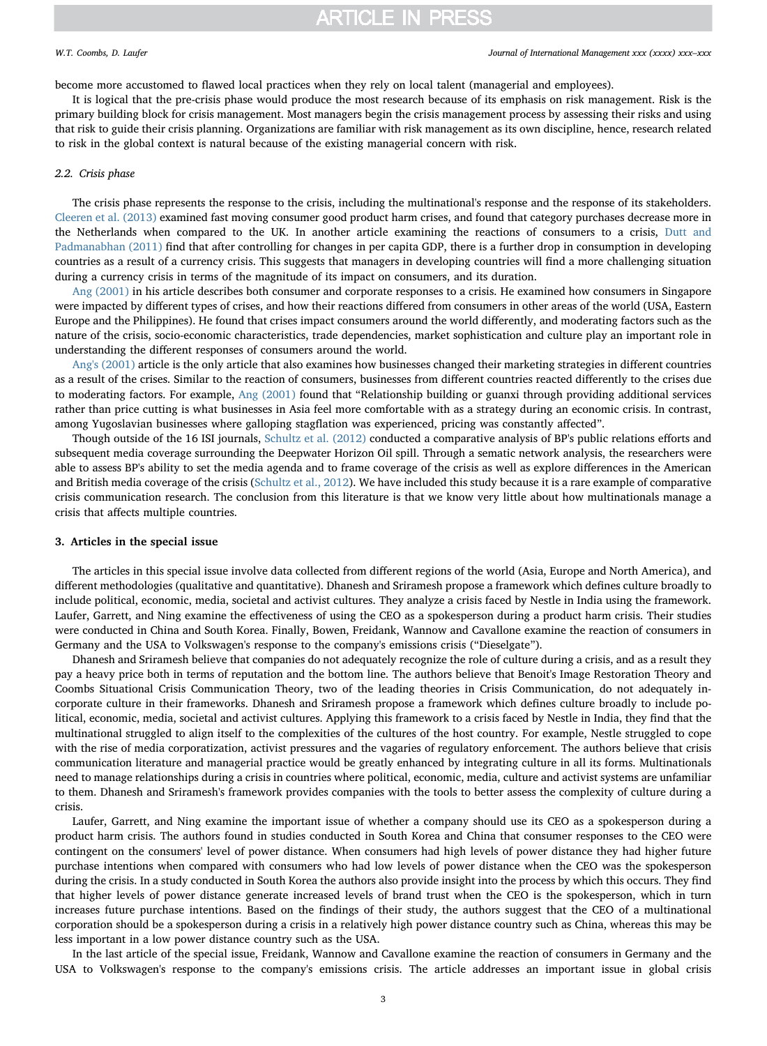become more accustomed to flawed local practices when they rely on local talent (managerial and employees).

It is logical that the pre-crisis phase would produce the most research because of its emphasis on risk management. Risk is the primary building block for crisis management. Most managers begin the crisis management process by assessing their risks and using that risk to guide their crisis planning. Organizations are familiar with risk management as its own discipline, hence, research related to risk in the global context is natural because of the existing managerial concern with risk.

### 2.2. Crisis phase

The crisis phase represents the response to the crisis, including the multinational's response and the response of its stakeholders. Cleeren et al. (2013) examined fast moving consumer good product harm crises, and found that category purchases decrease more in the Netherlands when compared to the UK. In another article examining the reactions of consumers to a crisis, Dutt and Padmanabhan (2011) find that after controlling for changes in per capita GDP, there is a further drop in consumption in developing countries as a result of a currency crisis. This suggests that managers in developing countries will find a more challenging situation during a currency crisis in terms of the magnitude of its impact on consumers, and its duration.

Ang (2001) in his article describes both consumer and corporate responses to a crisis. He examined how consumers in Singapore were impacted by different types of crises, and how their reactions differed from consumers in other areas of the world (USA, Eastern Europe and the Philippines). He found that crises impact consumers around the world differently, and moderating factors such as the nature of the crisis, socio-economic characteristics, trade dependencies, market sophistication and culture play an important role in understanding the different responses of consumers around the world.

Ang's (2001) article is the only article that also examines how businesses changed their marketing strategies in different countries as a result of the crises. Similar to the reaction of consumers, businesses from different countries reacted differently to the crises due to moderating factors. For example, Ang (2001) found that "Relationship building or guanxi through providing additional services rather than price cutting is what businesses in Asia feel more comfortable with as a strategy during an economic crisis. In contrast, among Yugoslavian businesses where galloping stagflation was experienced, pricing was constantly affected".

Though outside of the 16 ISI journals, Schultz et al. (2012) conducted a comparative analysis of BP's public relations efforts and subsequent media coverage surrounding the Deepwater Horizon Oil spill. Through a sematic network analysis, the researchers were able to assess BP's ability to set the media agenda and to frame coverage of the crisis as well as explore differences in the American and British media coverage of the crisis (Schultz et al., 2012). We have included this study because it is a rare example of comparative crisis communication research. The conclusion from this literature is that we know very little about how multinationals manage a crisis that affects multiple countries.

## 3. Articles in the special issue

The articles in this special issue involve data collected from different regions of the world (Asia, Europe and North America), and different methodologies (qualitative and quantitative). Dhanesh and Sriramesh propose a framework which defines culture broadly to include political, economic, media, societal and activist cultures. They analyze a crisis faced by Nestle in India using the framework. Laufer, Garrett, and Ning examine the effectiveness of using the CEO as a spokesperson during a product harm crisis. Their studies were conducted in China and South Korea. Finally, Bowen, Freidank, Wannow and Cavallone examine the reaction of consumers in Germany and the USA to Volkswagen's response to the company's emissions crisis ("Dieselgate").

Dhanesh and Sriramesh believe that companies do not adequately recognize the role of culture during a crisis, and as a result they pay a heavy price both in terms of reputation and the bottom line. The authors believe that Benoit's Image Restoration Theory and Coombs Situational Crisis Communication Theory, two of the leading theories in Crisis Communication, do not adequately incorporate culture in their frameworks. Dhanesh and Sriramesh propose a framework which defines culture broadly to include political, economic, media, societal and activist cultures. Applying this framework to a crisis faced by Nestle in India, they find that the multinational struggled to align itself to the complexities of the cultures of the host country. For example, Nestle struggled to cope with the rise of media corporatization, activist pressures and the vagaries of regulatory enforcement. The authors believe that crisis communication literature and managerial practice would be greatly enhanced by integrating culture in all its forms. Multinationals need to manage relationships during a crisis in countries where political, economic, media, culture and activist systems are unfamiliar to them. Dhanesh and Sriramesh's framework provides companies with the tools to better assess the complexity of culture during a crisis.

Laufer, Garrett, and Ning examine the important issue of whether a company should use its CEO as a spokesperson during a product harm crisis. The authors found in studies conducted in South Korea and China that consumer responses to the CEO were contingent on the consumers' level of power distance. When consumers had high levels of power distance they had higher future purchase intentions when compared with consumers who had low levels of power distance when the CEO was the spokesperson during the crisis. In a study conducted in South Korea the authors also provide insight into the process by which this occurs. They find that higher levels of power distance generate increased levels of brand trust when the CEO is the spokesperson, which in turn increases future purchase intentions. Based on the findings of their study, the authors suggest that the CEO of a multinational corporation should be a spokesperson during a crisis in a relatively high power distance country such as China, whereas this may be less important in a low power distance country such as the USA.

In the last article of the special issue, Freidank, Wannow and Cavallone examine the reaction of consumers in Germany and the USA to Volkswagen's response to the company's emissions crisis. The article addresses an important issue in global crisis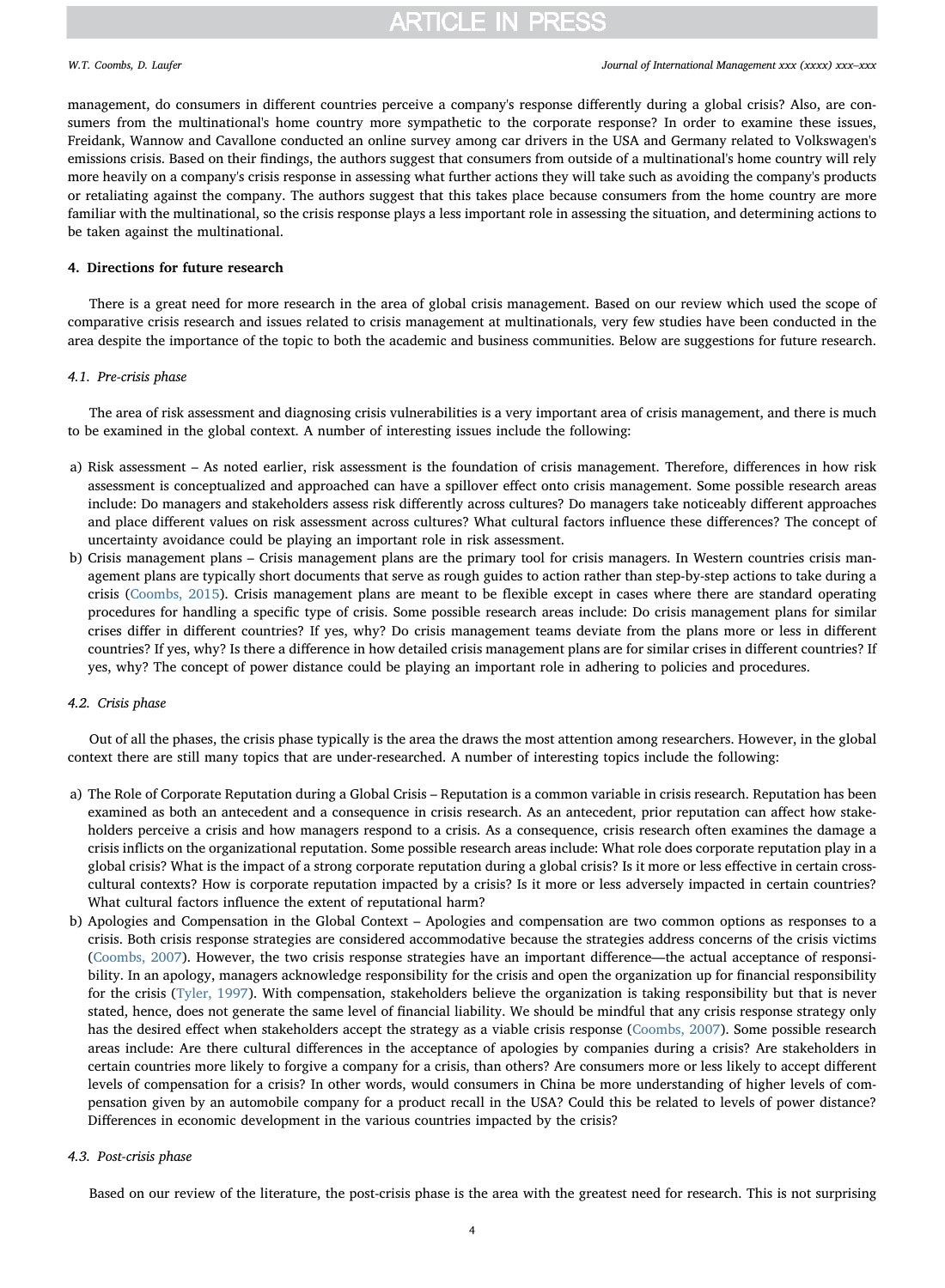management, do consumers in different countries perceive a company's response differently during a global crisis? Also, are consumers from the multinational's home country more sympathetic to the corporate response? In order to examine these issues, Freidank, Wannow and Cavallone conducted an online survey among car drivers in the USA and Germany related to Volkswagen's emissions crisis. Based on their findings, the authors suggest that consumers from outside of a multinational's home country will rely more heavily on a company's crisis response in assessing what further actions they will take such as avoiding the company's products or retaliating against the company. The authors suggest that this takes place because consumers from the home country are more familiar with the multinational, so the crisis response plays a less important role in assessing the situation, and determining actions to be taken against the multinational.

## 4. Directions for future research

There is a great need for more research in the area of global crisis management. Based on our review which used the scope of comparative crisis research and issues related to crisis management at multinationals, very few studies have been conducted in the area despite the importance of the topic to both the academic and business communities. Below are suggestions for future research.

### 4.1. Pre-crisis phase

The area of risk assessment and diagnosing crisis vulnerabilities is a very important area of crisis management, and there is much to be examined in the global context. A number of interesting issues include the following:

a) Risk assessment – As noted earlier, risk assessment is the foundation of crisis management. Therefore, differences in how risk assessment is conceptualized and approached can have a spillover effect onto crisis management. Some possible research areas include: Do managers and stakeholders assess risk differently across cultures? Do managers take noticeably different approaches and place different values on risk assessment across cultures? What cultural factors influence these differences? The concept of uncertainty avoidance could be playing an important role in risk assessment.
b) Crisis management plans – Crisis management plans are the primary tool for crisis managers. In Western countries crisis management plans are typically short documents that serve as rough guides to action rather than step-by-step actions to take during a crisis (Coombs, 2015). Crisis management plans are meant to be flexible except in cases where there are standard operating procedures for handling a specific type of crisis. Some possible research areas include: Do crisis management plans for similar crises differ in different countries? If yes, why? Do crisis management teams deviate from the plans more or less in different countries? If yes, why? Is there a difference in how detailed crisis management plans are for similar crises in different countries? If yes, why? The concept of power distance could be playing an important role in adhering to policies and procedures.

### 4.2. Crisis phase

Out of all the phases, the crisis phase typically is the area the draws the most attention among researchers. However, in the global context there are still many topics that are under-researched. A number of interesting topics include the following:

a) The Role of Corporate Reputation during a Global Crisis – Reputation is a common variable in crisis research. Reputation has been examined as both an antecedent and a consequence in crisis research. As an antecedent, prior reputation can affect how stakeholders perceive a crisis and how managers respond to a crisis. As a consequence, crisis research often examines the damage a crisis inflicts on the organizational reputation. Some possible research areas include: What role does corporate reputation play in a global crisis? What is the impact of a strong corporate reputation during a global crisis? Is it more or less effective in certain cross-cultural contexts? How is corporate reputation impacted by a crisis? Is it more or less adversely impacted in certain countries? What cultural factors influence the extent of reputational harm?
b) Apologies and Compensation in the Global Context – Apologies and compensation are two common options as responses to a crisis. Both crisis response strategies are considered accommodative because the strategies address concerns of the crisis victims (Coombs, 2007). However, the two crisis response strategies have an important difference—the actual acceptance of responsibility. In an apology, managers acknowledge responsibility for the crisis and open the organization up for financial responsibility for the crisis (Tyler, 1997). With compensation, stakeholders believe the organization is taking responsibility but that is never stated, hence, does not generate the same level of financial liability. We should be mindful that any crisis response strategy only has the desired effect when stakeholders accept the strategy as a viable crisis response (Coombs, 2007). Some possible research areas include: Are there cultural differences in the acceptance of apologies by companies during a crisis? Are stakeholders in certain countries more likely to forgive a company for a crisis, than others? Are consumers more or less likely to accept different levels of compensation for a crisis? In other words, would consumers in China be more understanding of higher levels of compensation given by an automobile company for a product recall in the USA? Could this be related to levels of power distance? Differences in economic development in the various countries impacted by the crisis?

### 4.3. Post-crisis phase

Based on our review of the literature, the post-crisis phase is the area with the greatest need for research. This is not surprising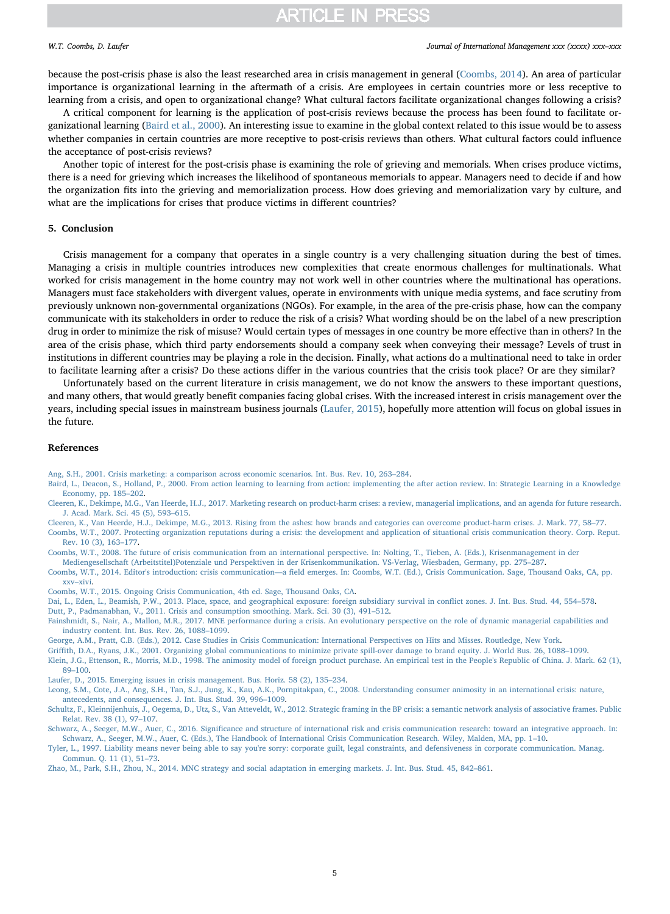because the post-crisis phase is also the least researched area in crisis management in general (Coombs, 2014). An area of particular importance is organizational learning in the aftermath of a crisis. Are employees in certain countries more or less receptive to learning from a crisis, and open to organizational change? What cultural factors facilitate organizational changes following a crisis?

A critical component for learning is the application of post-crisis reviews because the process has been found to facilitate organizational learning (Baird et al., 2000). An interesting issue to examine in the global context related to this issue would be to assess whether companies in certain countries are more receptive to post-crisis reviews than others. What cultural factors could influence the acceptance of post-crisis reviews?

Another topic of interest for the post-crisis phase is examining the role of grieving and memorials. When crises produce victims, there is a need for grieving which increases the likelihood of spontaneous memorials to appear. Managers need to decide if and how the organization fits into the grieving and memorialization process. How does grieving and memorialization vary by culture, and what are the implications for crises that produce victims in different countries?

## 5. Conclusion

Crisis management for a company that operates in a single country is a very challenging situation during the best of times. Managing a crisis in multiple countries introduces new complexities that create enormous challenges for multinationals. What worked for crisis management in the home country may not work well in other countries where the multinational has operations. Managers must face stakeholders with divergent values, operate in environments with unique media systems, and face scrutiny from previously unknown non-governmental organizations (NGOs). For example, in the area of the pre-crisis phase, how can the company communicate with its stakeholders in order to reduce the risk of a crisis? What wording should be on the label of a new prescription drug in order to minimize the risk of misuse? Would certain types of messages in one country be more effective than in others? In the area of the crisis phase, which third party endorsements should a company seek when conveying their message? Levels of trust in institutions in different countries may be playing a role in the decision. Finally, what actions do a multinational need to take in order to facilitate learning after a crisis? Do these actions differ in the various countries that the crisis took place? Or are they similar?

Unfortunately based on the current literature in crisis management, we do not know the answers to these important questions, and many others, that would greatly benefit companies facing global crises. With the increased interest in crisis management over the years, including special issues in mainstream business journals (Laufer, 2015), hopefully more attention will focus on global issues in the future.

## References

Ang, S.H., 2001. Crisis marketing: a comparison across economic scenarios. Int. Bus. Rev. 10, 263–284.

Baird, L., Deacon, S., Holland, P., 2000. From action learning to learning from action: implementing the after action review. In: Strategic Learning in a Knowledge Economy, pp. 185–202.

Cleeren, K., Dekimpe, M.G., Van Heerde, H.J., 2017. Marketing research on product-harm crises: a review, managerial implications, and an agenda for future research. J. Acad. Mark. Sci. 45 (5), 593–615.

Cleeren, K., Van Heerde, H.J., Dekimpe, M.G., 2013. Rising from the ashes: how brands and categories can overcome product-harm crises. J. Mark. 77, 58–77.

Coombs, W.T., 2007. Protecting organization reputations during a crisis: the development and application of situational crisis communication theory. Corp. Reput. Rev. 10 (3), 163–177.

Coombs, W.T., 2008. The future of crisis communication from an international perspective. In: Nolting, T., Tieben, A. (Eds.), Krisenmanagement in der Mediengesellschaft (Arbeitstitel)Potenziale und Perspektiven in der Krisenkommunikation. VS-Verlag, Wiesbaden, Germany, pp. 275–287.

Coombs, W.T., 2014. Editor's introduction: crisis communication—a field emerges. In: Coombs, W.T. (Ed.), Crisis Communication. Sage, Thousand Oaks, CA, pp. xxv–xivi.

Coombs, W.T., 2015. Ongoing Crisis Communication, 4th ed. Sage, Thousand Oaks, CA.

Dai, L., Eden, L., Beamish, P.W., 2013. Place, space, and geographical exposure: foreign subsidiary survival in conflict zones. J. Int. Bus. Stud. 44, 554–578.

Dutt, P., Padmanabhan, V., 2011. Crisis and consumption smoothing. Mark. Sci. 30 (3), 491–512.

Fainshmidt, S., Nair, A., Mallon, M.R., 2017. MNE performance during a crisis. An evolutionary perspective on the role of dynamic managerial capabilities and industry content. Int. Bus. Rev. 26, 1088–1099.

George, A.M., Pratt, C.B. (Eds.), 2012. Case Studies in Crisis Communication: International Perspectives on Hits and Misses. Routledge, New York.

Griffith, D.A., Ryans, J.K., 2001. Organizing global communications to minimize private spill-over damage to brand equity. J. World Bus. 26, 1088–1099.

Klein, J.G., Ettenson, R., Morris, M.D., 1998. The animosity model of foreign product purchase. An empirical test in the People's Republic of China. J. Mark. 62 (1), 89–100.

Laufer, D., 2015. Emerging issues in crisis management. Bus. Horiz. 58 (2), 135–234.

Leong, S.M., Cote, J.A., Ang, S.H., Tan, S.J., Jung, K., Kau, A.K., Pornpitakpan, C., 2008. Understanding consumer animosity in an international crisis: nature, antecedents, and consequences. J. Int. Bus. Stud. 39, 996–1009.

Schultz, F., Kleinnijenhuis, J., Oegema, D., Utz, S., Van Atteveldt, W., 2012. Strategic framing in the BP crisis: a semantic network analysis of associative frames. Public Relat. Rev. 38 (1), 97–107.

Schwarz, A., Seeger, M.W., Auer, C., 2016. Significance and structure of international risk and crisis communication research: toward an integrative approach. In: Schwarz, A., Seeger, M.W., Auer, C. (Eds.), The Handbook of International Crisis Communication Research. Wiley, Malden, MA, pp. 1–10.

Tyler, L., 1997. Liability means never being able to say you're sorry: corporate guilt, legal constraints, and defensiveness in corporate communication. Manag. Commun. Q. 11 (1), 51–73.

Zhao, M., Park, S.H., Zhou, N., 2014. MNC strategy and social adaptation in emerging markets. J. Int. Bus. Stud. 45, 842–861.